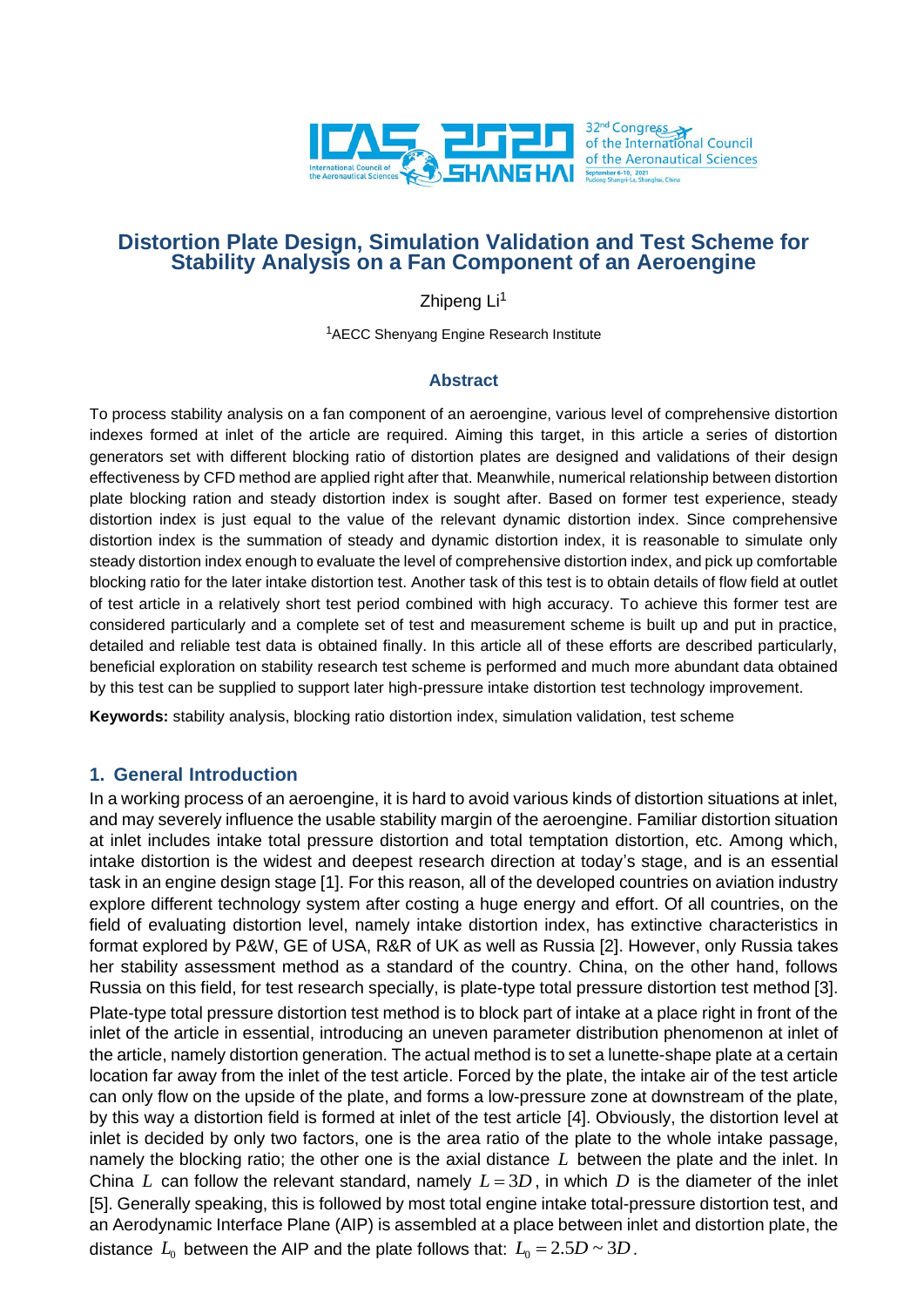# Distortion Plate Design, Simulation Validation and Test Scheme for Stability Analysis on a Fan Component of an Aeroengine

Zhipeng Li[1]

[1]AECC Shenyang Engine Research Institute

## Abstract

To process stability analysis on a fan component of an aeroengine, various level of comprehensive distortion indexes formed at inlet of the article are required. Aiming this target, in this article a series of distortion generators set with different blocking ratio of distortion plates are designed and validations of their design effectiveness by CFD method are applied right after that. Meanwhile, numerical relationship between distortion plate blocking ration and steady distortion index is sought after. Based on former test experience, steady distortion index is just equal to the value of the relevant dynamic distortion index. Since comprehensive distortion index is the summation of steady and dynamic distortion index, it is reasonable to simulate only steady distortion index enough to evaluate the level of comprehensive distortion index, and pick up comfortable blocking ratio for the later intake distortion test. Another task of this test is to obtain details of flow field at outlet of test article in a relatively short test period combined with high accuracy. To achieve this former test are considered particularly and a complete set of test and measurement scheme is built up and put in practice, detailed and reliable test data is obtained finally. In this article all of these efforts are described particularly, beneficial exploration on stability research test scheme is performed and much more abundant data obtained by this test can be supplied to support later high-pressure intake distortion test technology improvement.

**Keywords:** stability analysis, blocking ratio distortion index, simulation validation, test scheme

## 1. General Introduction

In a working process of an aeroengine, it is hard to avoid various kinds of distortion situations at inlet, and may severely influence the usable stability margin of the aeroengine. Familiar distortion situation at inlet includes intake total pressure distortion and total temptation distortion, etc. Among which, intake distortion is the widest and deepest research direction at today's stage, and is an essential task in an engine design stage [1]. For this reason, all of the developed countries on aviation industry explore different technology system after costing a huge energy and effort. Of all countries, on the field of evaluating distortion level, namely intake distortion index, has extinctive characteristics in format explored by P&W, GE of USA, R&R of UK as well as Russia [2]. However, only Russia takes her stability assessment method as a standard of the country. China, on the other hand, follows Russia on this field, for test research specially, is plate-type total pressure distortion test method [3].

Plate-type total pressure distortion test method is to block part of intake at a place right in front of the inlet of the article in essential, introducing an uneven parameter distribution phenomenon at inlet of the article, namely distortion generation. The actual method is to set a lunette-shape plate at a certain location far away from the inlet of the test article. Forced by the plate, the intake air of the test article can only flow on the upside of the plate, and forms a low-pressure zone at downstream of the plate, by this way a distortion field is formed at inlet of the test article [4]. Obviously, the distortion level at inlet is decided by only two factors, one is the area ratio of the plate to the whole intake passage, namely the blocking ratio; the other one is the axial distance $L$ between the plate and the inlet. In China $L$ can follow the relevant standard, namely $L = 3D$, in which $D$ is the diameter of the inlet [5]. Generally speaking, this is followed by most total engine intake total-pressure distortion test, and an Aerodynamic Interface Plane (AIP) is assembled at a place between inlet and distortion plate, the distance $L_0$ between the AIP and the plate follows that: $L_0 = 2.5D \sim 3D$.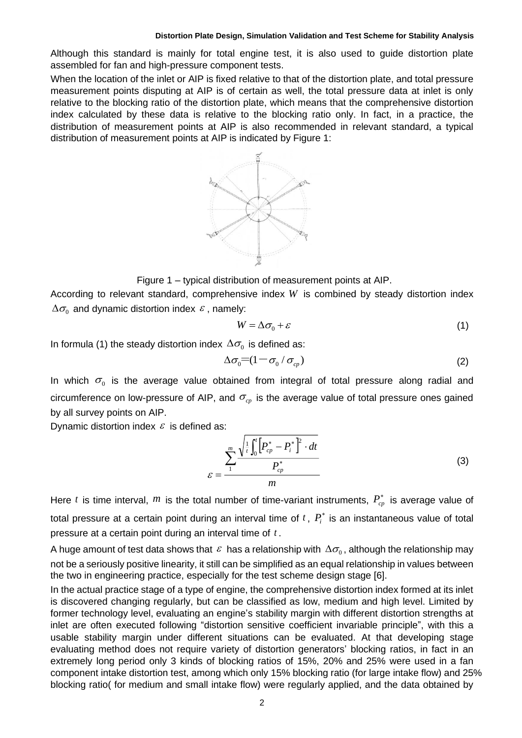Although this standard is mainly for total engine test, it is also used to guide distortion plate assembled for fan and high-pressure component tests.

When the location of the inlet or AIP is fixed relative to that of the distortion plate, and total pressure measurement points disputing at AIP is of certain as well, the total pressure data at inlet is only relative to the blocking ratio of the distortion plate, which means that the comprehensive distortion index calculated by these data is relative to the blocking ratio only. In fact, in a practice, the distribution of measurement points at AIP is also recommended in relevant standard, a typical distribution of measurement points at AIP is indicated by Figure 1:

Figure 1 – typical distribution of measurement points at AIP.

According to relevant standard, comprehensive index $W$ is combined by steady distortion index $\Delta\sigma_0$ and dynamic distortion index $\varepsilon$, namely:

$$W = \Delta\sigma_0 + \varepsilon \tag{1}$$

In formula (1) the steady distortion index $\Delta\sigma_0$ is defined as:

$$\Delta\sigma_0 = (1 - \sigma_0 / \sigma_{cp}) \tag{2}$$

In which $\sigma_0$ is the average value obtained from integral of total pressure along radial and circumference on low-pressure of AIP, and $\sigma_{cp}$ is the average value of total pressure ones gained by all survey points on AIP.

Dynamic distortion index $\varepsilon$ is defined as:

$$\varepsilon = \frac{\sum_{1}^{m} \frac{\sqrt{\frac{1}{t}\int_0^t \left[P_{cp}^* - P_i^*\right]^2 \cdot dt}}{P_{cp}^*}}{m} \tag{3}$$

Here $t$ is time interval, $m$ is the total number of time-variant instruments, $P_{cp}^*$ is average value of total pressure at a certain point during an interval time of $t$, $P_i^*$ is an instantaneous value of total pressure at a certain point during an interval time of $t$.

A huge amount of test data shows that $\varepsilon$ has a relationship with $\Delta\sigma_0$, although the relationship may not be a seriously positive linearity, it still can be simplified as an equal relationship in values between the two in engineering practice, especially for the test scheme design stage [6].

In the actual practice stage of a type of engine, the comprehensive distortion index formed at its inlet is discovered changing regularly, but can be classified as low, medium and high level. Limited by former technology level, evaluating an engine's stability margin with different distortion strengths at inlet are often executed following "distortion sensitive coefficient invariable principle", with this a usable stability margin under different situations can be evaluated. At that developing stage evaluating method does not require variety of distortion generators' blocking ratios, in fact in an extremely long period only 3 kinds of blocking ratios of 15%, 20% and 25% were used in a fan component intake distortion test, among which only 15% blocking ratio (for large intake flow) and 25% blocking ratio( for medium and small intake flow) were regularly applied, and the data obtained by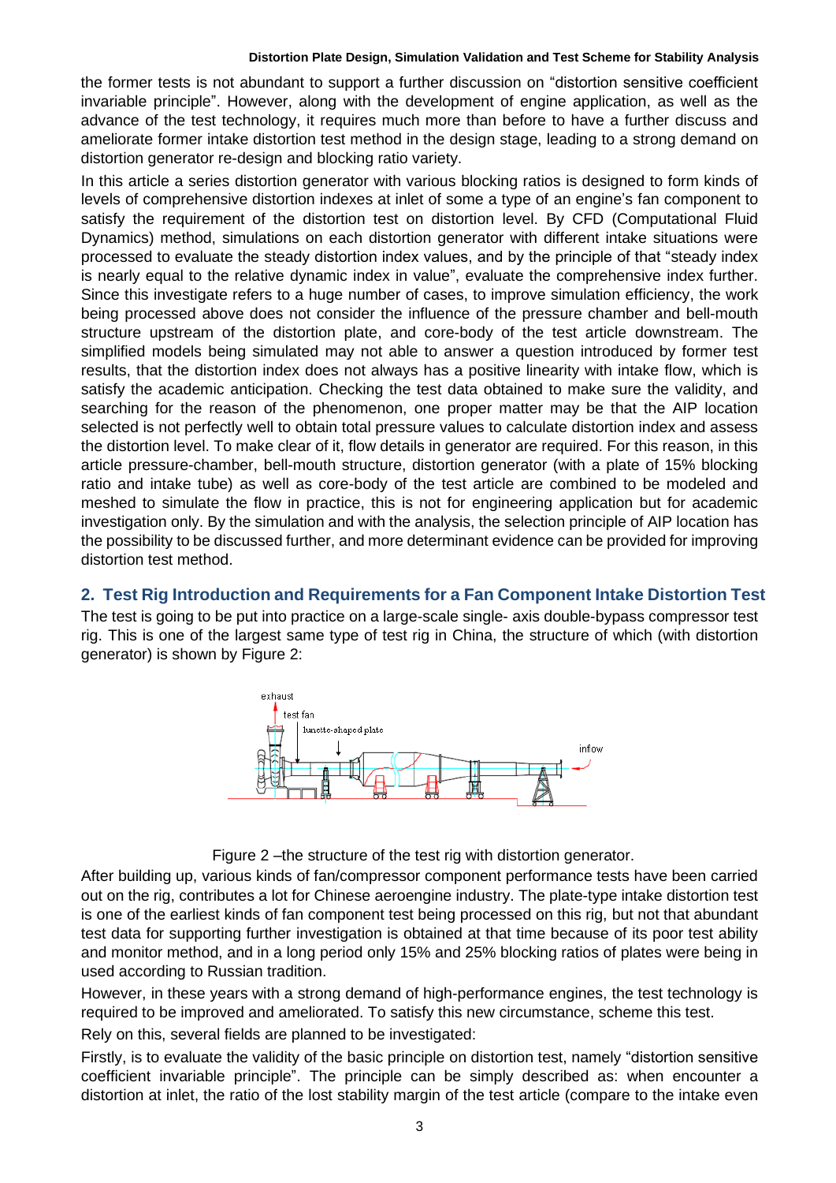the former tests is not abundant to support a further discussion on “distortion sensitive coefficient invariable principle”. However, along with the development of engine application, as well as the advance of the test technology, it requires much more than before to have a further discuss and ameliorate former intake distortion test method in the design stage, leading to a strong demand on distortion generator re-design and blocking ratio variety.

In this article a series distortion generator with various blocking ratios is designed to form kinds of levels of comprehensive distortion indexes at inlet of some a type of an engine’s fan component to satisfy the requirement of the distortion test on distortion level. By CFD (Computational Fluid Dynamics) method, simulations on each distortion generator with different intake situations were processed to evaluate the steady distortion index values, and by the principle of that “steady index is nearly equal to the relative dynamic index in value”, evaluate the comprehensive index further. Since this investigate refers to a huge number of cases, to improve simulation efficiency, the work being processed above does not consider the influence of the pressure chamber and bell-mouth structure upstream of the distortion plate, and core-body of the test article downstream. The simplified models being simulated may not able to answer a question introduced by former test results, that the distortion index does not always has a positive linearity with intake flow, which is satisfy the academic anticipation. Checking the test data obtained to make sure the validity, and searching for the reason of the phenomenon, one proper matter may be that the AIP location selected is not perfectly well to obtain total pressure values to calculate distortion index and assess the distortion level. To make clear of it, flow details in generator are required. For this reason, in this article pressure-chamber, bell-mouth structure, distortion generator (with a plate of 15% blocking ratio and intake tube) as well as core-body of the test article are combined to be modeled and meshed to simulate the flow in practice, this is not for engineering application but for academic investigation only. By the simulation and with the analysis, the selection principle of AIP location has the possibility to be discussed further, and more determinant evidence can be provided for improving distortion test method.

## 2. Test Rig Introduction and Requirements for a Fan Component Intake Distortion Test

The test is going to be put into practice on a large-scale single- axis double-bypass compressor test rig. This is one of the largest same type of test rig in China, the structure of which (with distortion generator) is shown by Figure 2:

Figure 2 –the structure of the test rig with distortion generator.

After building up, various kinds of fan/compressor component performance tests have been carried out on the rig, contributes a lot for Chinese aeroengine industry. The plate-type intake distortion test is one of the earliest kinds of fan component test being processed on this rig, but not that abundant test data for supporting further investigation is obtained at that time because of its poor test ability and monitor method, and in a long period only 15% and 25% blocking ratios of plates were being in used according to Russian tradition.

However, in these years with a strong demand of high-performance engines, the test technology is required to be improved and ameliorated. To satisfy this new circumstance, scheme this test.

Rely on this, several fields are planned to be investigated:

Firstly, is to evaluate the validity of the basic principle on distortion test, namely “distortion sensitive coefficient invariable principle”. The principle can be simply described as: when encounter a distortion at inlet, the ratio of the lost stability margin of the test article (compare to the intake even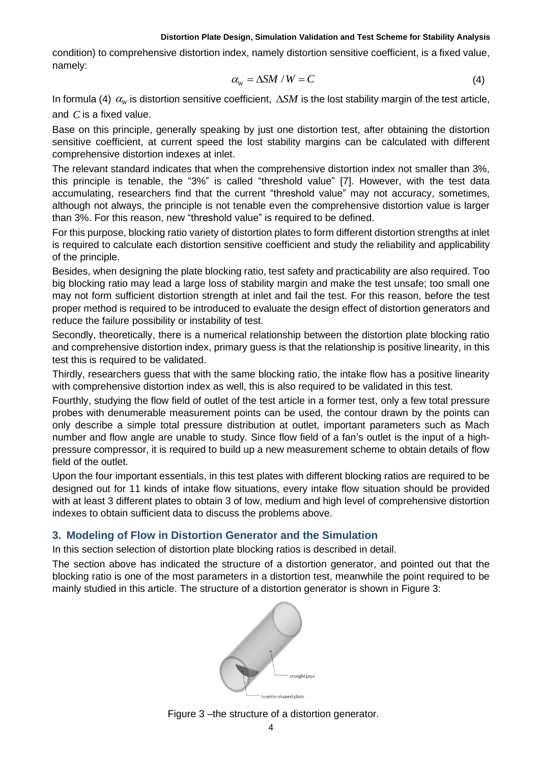condition) to comprehensive distortion index, namely distortion sensitive coefficient, is a fixed value, namely:

$$\alpha_W = \Delta SM / W = C \tag{4}$$

In formula (4) $\alpha_W$ is distortion sensitive coefficient, $\Delta SM$ is the lost stability margin of the test article, and $C$ is a fixed value.

Base on this principle, generally speaking by just one distortion test, after obtaining the distortion sensitive coefficient, at current speed the lost stability margins can be calculated with different comprehensive distortion indexes at inlet.

The relevant standard indicates that when the comprehensive distortion index not smaller than 3%, this principle is tenable, the "3%" is called "threshold value" [7]. However, with the test data accumulating, researchers find that the current "threshold value" may not accuracy, sometimes, although not always, the principle is not tenable even the comprehensive distortion value is larger than 3%. For this reason, new "threshold value" is required to be defined.

For this purpose, blocking ratio variety of distortion plates to form different distortion strengths at inlet is required to calculate each distortion sensitive coefficient and study the reliability and applicability of the principle.

Besides, when designing the plate blocking ratio, test safety and practicability are also required. Too big blocking ratio may lead a large loss of stability margin and make the test unsafe; too small one may not form sufficient distortion strength at inlet and fail the test. For this reason, before the test proper method is required to be introduced to evaluate the design effect of distortion generators and reduce the failure possibility or instability of test.

Secondly, theoretically, there is a numerical relationship between the distortion plate blocking ratio and comprehensive distortion index, primary guess is that the relationship is positive linearity, in this test this is required to be validated.

Thirdly, researchers guess that with the same blocking ratio, the intake flow has a positive linearity with comprehensive distortion index as well, this is also required to be validated in this test.

Fourthly, studying the flow field of outlet of the test article in a former test, only a few total pressure probes with denumerable measurement points can be used, the contour drawn by the points can only describe a simple total pressure distribution at outlet, important parameters such as Mach number and flow angle are unable to study. Since flow field of a fan's outlet is the input of a high-pressure compressor, it is required to build up a new measurement scheme to obtain details of flow field of the outlet.

Upon the four important essentials, in this test plates with different blocking ratios are required to be designed out for 11 kinds of intake flow situations, every intake flow situation should be provided with at least 3 different plates to obtain 3 of low, medium and high level of comprehensive distortion indexes to obtain sufficient data to discuss the problems above.

## 3. Modeling of Flow in Distortion Generator and the Simulation

In this section selection of distortion plate blocking ratios is described in detail.

The section above has indicated the structure of a distortion generator, and pointed out that the blocking ratio is one of the most parameters in a distortion test, meanwhile the point required to be mainly studied in this article. The structure of a distortion generator is shown in Figure 3:

Figure 3 –the structure of a distortion generator.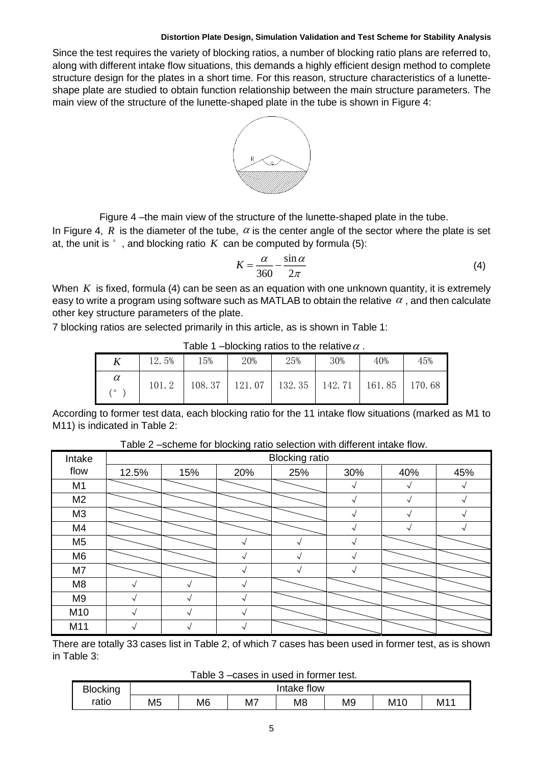Since the test requires the variety of blocking ratios, a number of blocking ratio plans are referred to, along with different intake flow situations, this demands a highly efficient design method to complete structure design for the plates in a short time. For this reason, structure characteristics of a lunette-shape plate are studied to obtain function relationship between the main structure parameters. The main view of the structure of the lunette-shaped plate in the tube is shown in Figure 4:

Figure 4 –the main view of the structure of the lunette-shaped plate in the tube.

In Figure 4, $R$ is the diameter of the tube, $\alpha$ is the center angle of the sector where the plate is set at, the unit is °, and blocking ratio $K$ can be computed by formula (5):

$$K = \frac{\alpha}{360} - \frac{\sin\alpha}{2\pi} \tag{4}$$

When $K$ is fixed, formula (4) can be seen as an equation with one unknown quantity, it is extremely easy to write a program using software such as MATLAB to obtain the relative $\alpha$, and then calculate other key structure parameters of the plate.

7 blocking ratios are selected primarily in this article, as is shown in Table 1:

Table 1 –blocking ratios to the relative $\alpha$.

| $K$ | 12.5% | 15% | 20% | 25% | 30% | 40% | 45% |
|---|---|---|---|---|---|---|---|
| $\alpha$ (°) | 101.2 | 108.37 | 121.07 | 132.35 | 142.71 | 161.85 | 170.68 |

According to former test data, each blocking ratio for the 11 intake flow situations (marked as M1 to M11) is indicated in Table 2:

Table 2 –scheme for blocking ratio selection with different intake flow.

| Intake flow | Blocking ratio | | | | | | |
|---|---|---|---|---|---|---|---|
| | 12.5% | 15% | 20% | 25% | 30% | 40% | 45% |
| M1 | | | | | √ | √ | √ |
| M2 | | | | | √ | √ | √ |
| M3 | | | | | √ | √ | √ |
| M4 | | | | | √ | √ | √ |
| M5 | | | √ | √ | √ | | |
| M6 | | | √ | √ | √ | | |
| M7 | | | √ | √ | √ | | |
| M8 | √ | √ | √ | | | | |
| M9 | √ | √ | √ | | | | |
| M10 | √ | √ | √ | | | | |
| M11 | √ | √ | √ | | | | |

There are totally 33 cases list in Table 2, of which 7 cases has been used in former test, as is shown in Table 3:

Table 3 –cases in used in former test.

| Blocking ratio | Intake flow | | | | | | |
|---|---|---|---|---|---|---|---|
| | M5 | M6 | M7 | M8 | M9 | M10 | M11 |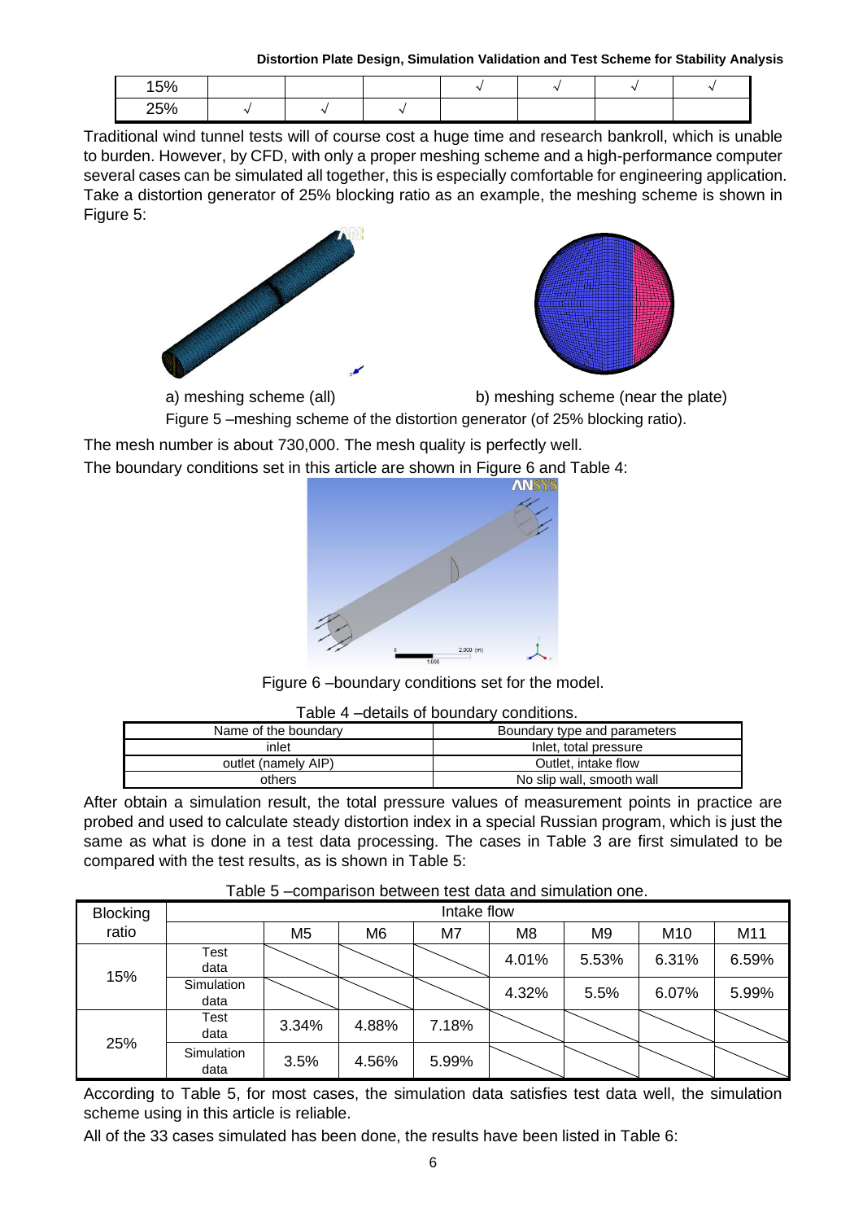| 15% | | | | √ | √ | √ | √ |
|---|---|---|---|---|---|---|---|
| 25% | √ | √ | √ | | | | |

Traditional wind tunnel tests will of course cost a huge time and research bankroll, which is unable to burden. However, by CFD, with only a proper meshing scheme and a high-performance computer several cases can be simulated all together, this is especially comfortable for engineering application. Take a distortion generator of 25% blocking ratio as an example, the meshing scheme is shown in Figure 5:

a) meshing scheme (all) b) meshing scheme (near the plate)

Figure 5 –meshing scheme of the distortion generator (of 25% blocking ratio).

The mesh number is about 730,000. The mesh quality is perfectly well.

The boundary conditions set in this article are shown in Figure 6 and Table 4:

Figure 6 –boundary conditions set for the model.

Table 4 –details of boundary conditions.

| Name of the boundary | Boundary type and parameters |
|---|---|
| inlet | Inlet, total pressure |
| outlet (namely AIP) | Outlet, intake flow |
| others | No slip wall, smooth wall |

After obtain a simulation result, the total pressure values of measurement points in practice are probed and used to calculate steady distortion index in a special Russian program, which is just the same as what is done in a test data processing. The cases in Table 3 are first simulated to be compared with the test results, as is shown in Table 5:

Table 5 –comparison between test data and simulation one.

| Blocking ratio | Intake flow | | | | | | | |
|---|---|---|---|---|---|---|---|---|
| | | M5 | M6 | M7 | M8 | M9 | M10 | M11 |
| 15% | Test data | | | | 4.01% | 5.53% | 6.31% | 6.59% |
| | Simulation data | | | | 4.32% | 5.5% | 6.07% | 5.99% |
| 25% | Test data | 3.34% | 4.88% | 7.18% | | | | |
| | Simulation data | 3.5% | 4.56% | 5.99% | | | | |

According to Table 5, for most cases, the simulation data satisfies test data well, the simulation scheme using in this article is reliable.

All of the 33 cases simulated has been done, the results have been listed in Table 6: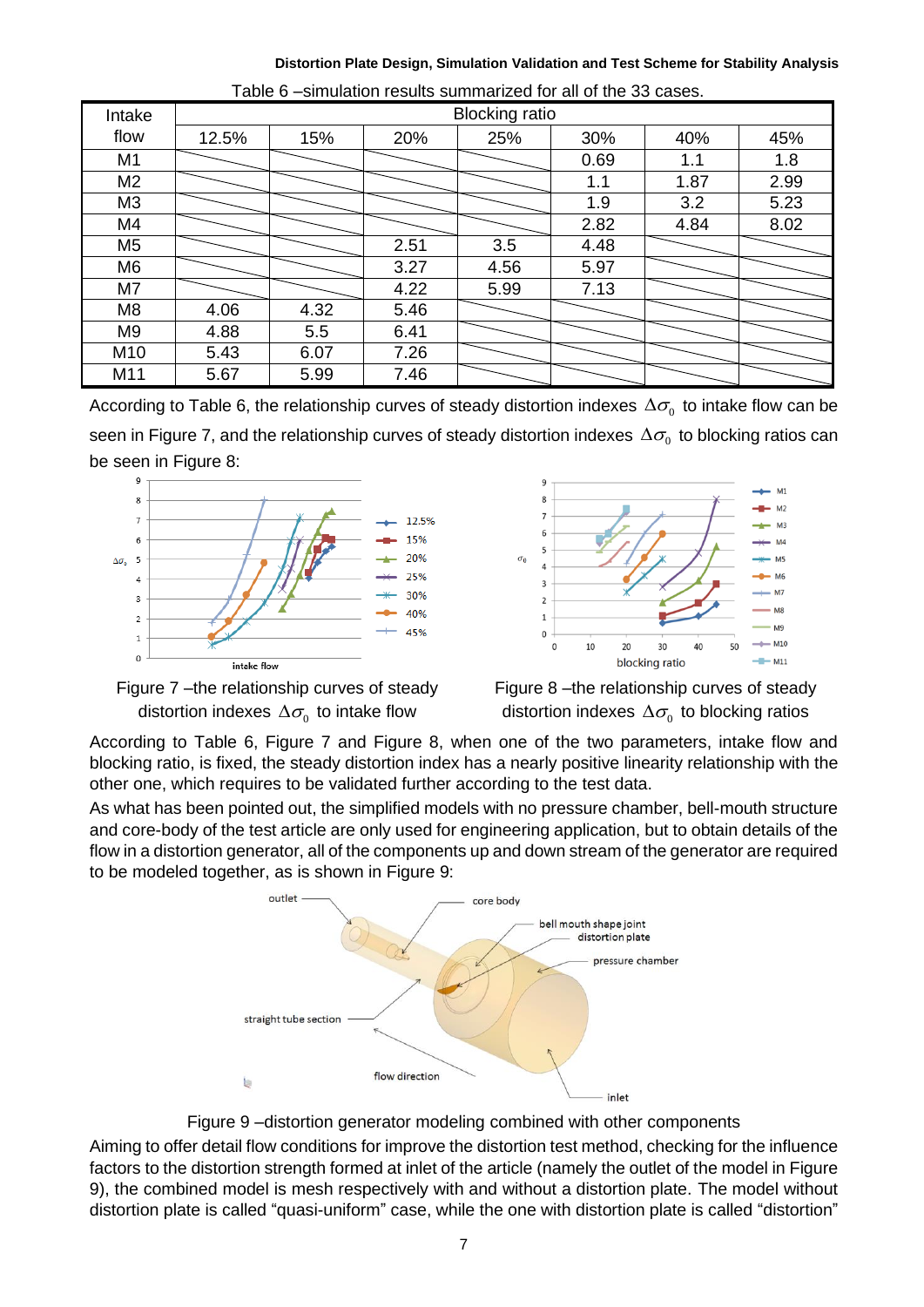Table 6 –simulation results summarized for all of the 33 cases.

| Intake flow | Blocking ratio | | | | | | |
|---|---|---|---|---|---|---|---|
| | 12.5% | 15% | 20% | 25% | 30% | 40% | 45% |
| M1 | | | | | 0.69 | 1.1 | 1.8 |
| M2 | | | | | 1.1 | 1.87 | 2.99 |
| M3 | | | | | 1.9 | 3.2 | 5.23 |
| M4 | | | | | 2.82 | 4.84 | 8.02 |
| M5 | | | 2.51 | 3.5 | 4.48 | | |
| M6 | | | 3.27 | 4.56 | 5.97 | | |
| M7 | | | 4.22 | 5.99 | 7.13 | | |
| M8 | 4.06 | 4.32 | 5.46 | | | | |
| M9 | 4.88 | 5.5 | 6.41 | | | | |
| M10 | 5.43 | 6.07 | 7.26 | | | | |
| M11 | 5.67 | 5.99 | 7.46 | | | | |

According to Table 6, the relationship curves of steady distortion indexes $\Delta\sigma_0$ to intake flow can be seen in Figure 7, and the relationship curves of steady distortion indexes $\Delta\sigma_0$ to blocking ratios can be seen in Figure 8:

Figure 7 –the relationship curves of steady distortion indexes $\Delta\sigma_0$ to intake flow

Figure 8 –the relationship curves of steady distortion indexes $\Delta\sigma_0$ to blocking ratios

According to Table 6, Figure 7 and Figure 8, when one of the two parameters, intake flow and blocking ratio, is fixed, the steady distortion index has a nearly positive linearity relationship with the other one, which requires to be validated further according to the test data.

As what has been pointed out, the simplified models with no pressure chamber, bell-mouth structure and core-body of the test article are only used for engineering application, but to obtain details of the flow in a distortion generator, all of the components up and down stream of the generator are required to be modeled together, as is shown in Figure 9:

Figure 9 –distortion generator modeling combined with other components

Aiming to offer detail flow conditions for improve the distortion test method, checking for the influence factors to the distortion strength formed at inlet of the article (namely the outlet of the model in Figure 9), the combined model is mesh respectively with and without a distortion plate. The model without distortion plate is called "quasi-uniform" case, while the one with distortion plate is called "distortion"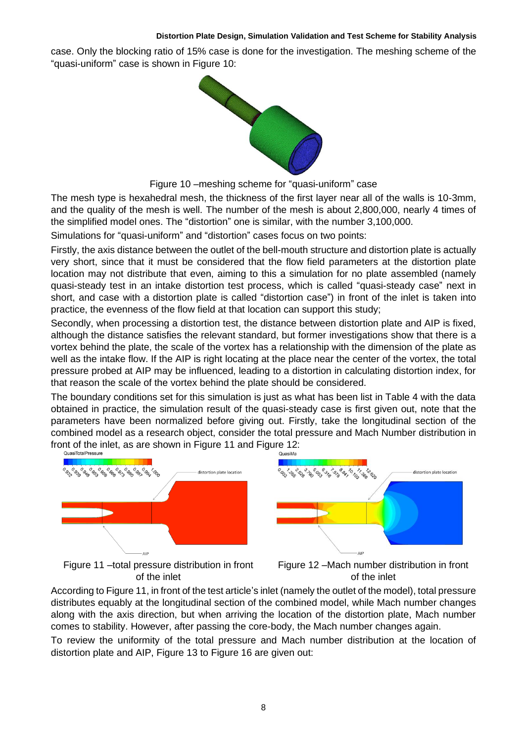case. Only the blocking ratio of 15% case is done for the investigation. The meshing scheme of the "quasi-uniform" case is shown in Figure 10:

Figure 10 –meshing scheme for "quasi-uniform" case

The mesh type is hexahedral mesh, the thickness of the first layer near all of the walls is 10-3mm, and the quality of the mesh is well. The number of the mesh is about 2,800,000, nearly 4 times of the simplified model ones. The "distortion" one is similar, with the number 3,100,000.

Simulations for "quasi-uniform" and "distortion" cases focus on two points:

Firstly, the axis distance between the outlet of the bell-mouth structure and distortion plate is actually very short, since that it must be considered that the flow field parameters at the distortion plate location may not distribute that even, aiming to this a simulation for no plate assembled (namely quasi-steady test in an intake distortion test process, which is called "quasi-steady case" next in short, and case with a distortion plate is called "distortion case") in front of the inlet is taken into practice, the evenness of the flow field at that location can support this study;

Secondly, when processing a distortion test, the distance between distortion plate and AIP is fixed, although the distance satisfies the relevant standard, but former investigations show that there is a vortex behind the plate, the scale of the vortex has a relationship with the dimension of the plate as well as the intake flow. If the AIP is right locating at the place near the center of the vortex, the total pressure probed at AIP may be influenced, leading to a distortion in calculating distortion index, for that reason the scale of the vortex behind the plate should be considered.

The boundary conditions set for this simulation is just as what has been list in Table 4 with the data obtained in practice, the simulation result of the quasi-steady case is first given out, note that the parameters have been normalized before giving out. Firstly, take the longitudinal section of the combined model as a research object, consider the total pressure and Mach Number distribution in front of the inlet, as are shown in Figure 11 and Figure 12:

Figure 11 –total pressure distribution in front of the inlet

Figure 12 –Mach number distribution in front of the inlet

According to Figure 11, in front of the test article's inlet (namely the outlet of the model), total pressure distributes equably at the longitudinal section of the combined model, while Mach number changes along with the axis direction, but when arriving the location of the distortion plate, Mach number comes to stability. However, after passing the core-body, the Mach number changes again.

To review the uniformity of the total pressure and Mach number distribution at the location of distortion plate and AIP, Figure 13 to Figure 16 are given out: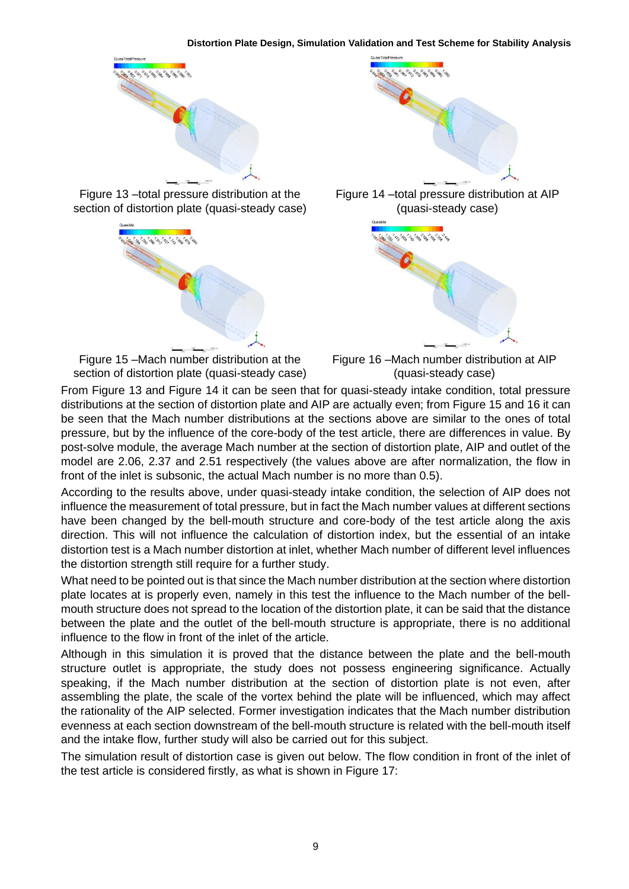Figure 13 –total pressure distribution at the section of distortion plate (quasi-steady case)

Figure 14 –total pressure distribution at AIP (quasi-steady case)

Figure 15 –Mach number distribution at the section of distortion plate (quasi-steady case)

Figure 16 –Mach number distribution at AIP (quasi-steady case)

From Figure 13 and Figure 14 it can be seen that for quasi-steady intake condition, total pressure distributions at the section of distortion plate and AIP are actually even; from Figure 15 and 16 it can be seen that the Mach number distributions at the sections above are similar to the ones of total pressure, but by the influence of the core-body of the test article, there are differences in value. By post-solve module, the average Mach number at the section of distortion plate, AIP and outlet of the model are 2.06, 2.37 and 2.51 respectively (the values above are after normalization, the flow in front of the inlet is subsonic, the actual Mach number is no more than 0.5).

According to the results above, under quasi-steady intake condition, the selection of AIP does not influence the measurement of total pressure, but in fact the Mach number values at different sections have been changed by the bell-mouth structure and core-body of the test article along the axis direction. This will not influence the calculation of distortion index, but the essential of an intake distortion test is a Mach number distortion at inlet, whether Mach number of different level influences the distortion strength still require for a further study.

What need to be pointed out is that since the Mach number distribution at the section where distortion plate locates at is properly even, namely in this test the influence to the Mach number of the bell-mouth structure does not spread to the location of the distortion plate, it can be said that the distance between the plate and the outlet of the bell-mouth structure is appropriate, there is no additional influence to the flow in front of the inlet of the article.

Although in this simulation it is proved that the distance between the plate and the bell-mouth structure outlet is appropriate, the study does not possess engineering significance. Actually speaking, if the Mach number distribution at the section of distortion plate is not even, after assembling the plate, the scale of the vortex behind the plate will be influenced, which may affect the rationality of the AIP selected. Former investigation indicates that the Mach number distribution evenness at each section downstream of the bell-mouth structure is related with the bell-mouth itself and the intake flow, further study will also be carried out for this subject.

The simulation result of distortion case is given out below. The flow condition in front of the inlet of the test article is considered firstly, as what is shown in Figure 17: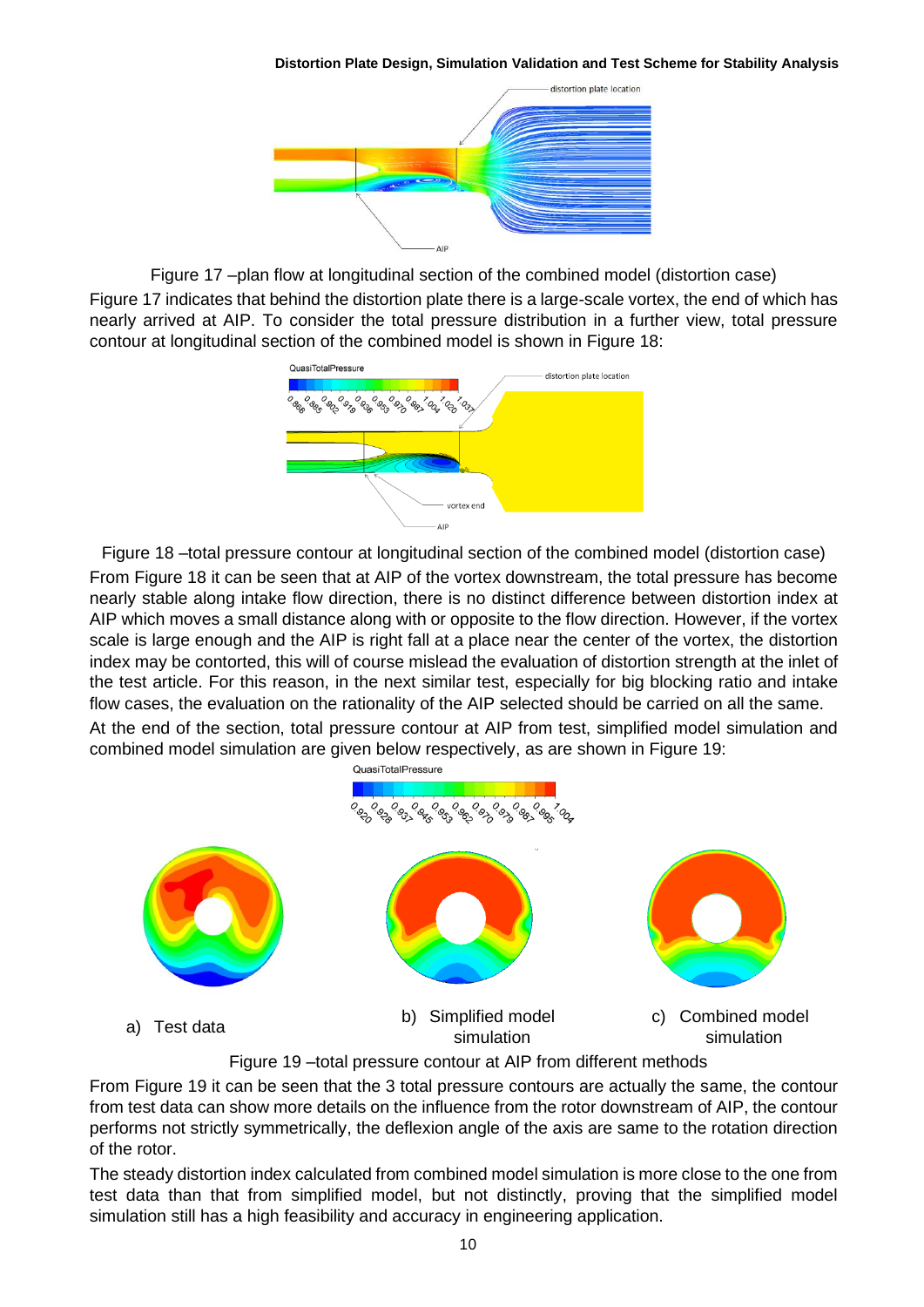Figure 17 –plan flow at longitudinal section of the combined model (distortion case)

Figure 17 indicates that behind the distortion plate there is a large-scale vortex, the end of which has nearly arrived at AIP. To consider the total pressure distribution in a further view, total pressure contour at longitudinal section of the combined model is shown in Figure 18:

Figure 18 –total pressure contour at longitudinal section of the combined model (distortion case)

From Figure 18 it can be seen that at AIP of the vortex downstream, the total pressure has become nearly stable along intake flow direction, there is no distinct difference between distortion index at AIP which moves a small distance along with or opposite to the flow direction. However, if the vortex scale is large enough and the AIP is right fall at a place near the center of the vortex, the distortion index may be contorted, this will of course mislead the evaluation of distortion strength at the inlet of the test article. For this reason, in the next similar test, especially for big blocking ratio and intake flow cases, the evaluation on the rationality of the AIP selected should be carried on all the same.

At the end of the section, total pressure contour at AIP from test, simplified model simulation and combined model simulation are given below respectively, as are shown in Figure 19:

a) Test data

b) Simplified model simulation

c) Combined model simulation

Figure 19 –total pressure contour at AIP from different methods

From Figure 19 it can be seen that the 3 total pressure contours are actually the same, the contour from test data can show more details on the influence from the rotor downstream of AIP, the contour performs not strictly symmetrically, the deflexion angle of the axis are same to the rotation direction of the rotor.

The steady distortion index calculated from combined model simulation is more close to the one from test data than that from simplified model, but not distinctly, proving that the simplified model simulation still has a high feasibility and accuracy in engineering application.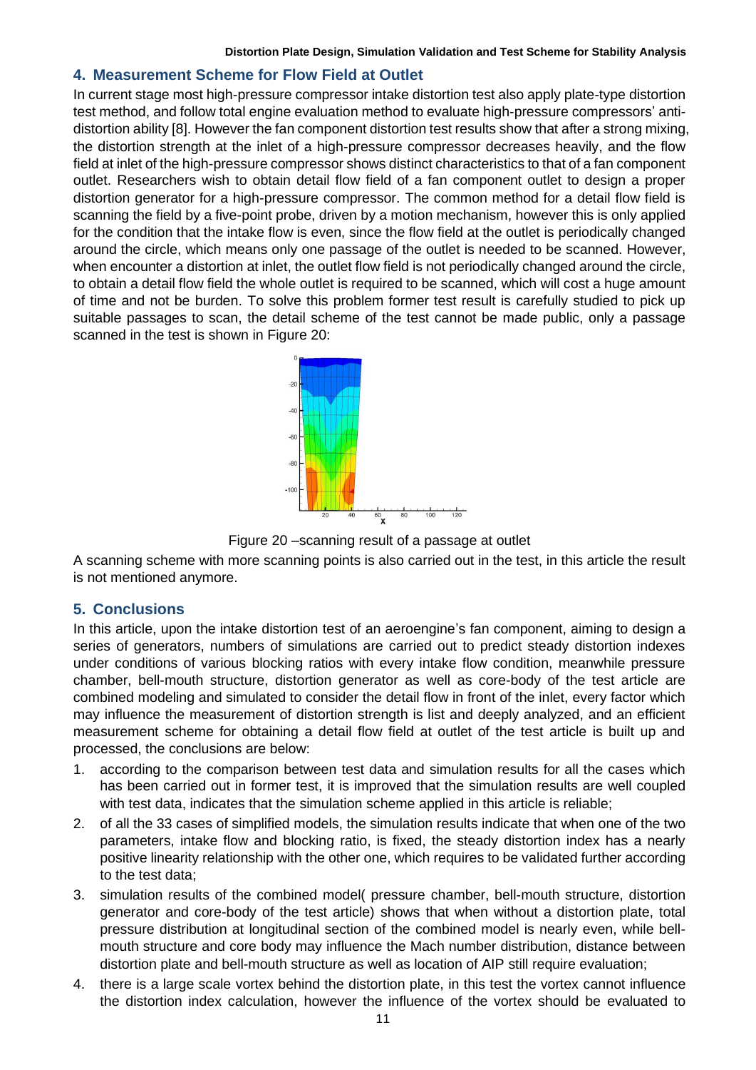## 4. Measurement Scheme for Flow Field at Outlet

In current stage most high-pressure compressor intake distortion test also apply plate-type distortion test method, and follow total engine evaluation method to evaluate high-pressure compressors' anti-distortion ability [8]. However the fan component distortion test results show that after a strong mixing, the distortion strength at the inlet of a high-pressure compressor decreases heavily, and the flow field at inlet of the high-pressure compressor shows distinct characteristics to that of a fan component outlet. Researchers wish to obtain detail flow field of a fan component outlet to design a proper distortion generator for a high-pressure compressor. The common method for a detail flow field is scanning the field by a five-point probe, driven by a motion mechanism, however this is only applied for the condition that the intake flow is even, since the flow field at the outlet is periodically changed around the circle, which means only one passage of the outlet is needed to be scanned. However, when encounter a distortion at inlet, the outlet flow field is not periodically changed around the circle, to obtain a detail flow field the whole outlet is required to be scanned, which will cost a huge amount of time and not be burden. To solve this problem former test result is carefully studied to pick up suitable passages to scan, the detail scheme of the test cannot be made public, only a passage scanned in the test is shown in Figure 20:

Figure 20 –scanning result of a passage at outlet

A scanning scheme with more scanning points is also carried out in the test, in this article the result is not mentioned anymore.

## 5. Conclusions

In this article, upon the intake distortion test of an aeroengine's fan component, aiming to design a series of generators, numbers of simulations are carried out to predict steady distortion indexes under conditions of various blocking ratios with every intake flow condition, meanwhile pressure chamber, bell-mouth structure, distortion generator as well as core-body of the test article are combined modeling and simulated to consider the detail flow in front of the inlet, every factor which may influence the measurement of distortion strength is list and deeply analyzed, and an efficient measurement scheme for obtaining a detail flow field at outlet of the test article is built up and processed, the conclusions are below:

1. according to the comparison between test data and simulation results for all the cases which has been carried out in former test, it is improved that the simulation results are well coupled with test data, indicates that the simulation scheme applied in this article is reliable;
2. of all the 33 cases of simplified models, the simulation results indicate that when one of the two parameters, intake flow and blocking ratio, is fixed, the steady distortion index has a nearly positive linearity relationship with the other one, which requires to be validated further according to the test data;
3. simulation results of the combined model( pressure chamber, bell-mouth structure, distortion generator and core-body of the test article) shows that when without a distortion plate, total pressure distribution at longitudinal section of the combined model is nearly even, while bell-mouth structure and core body may influence the Mach number distribution, distance between distortion plate and bell-mouth structure as well as location of AIP still require evaluation;
4. there is a large scale vortex behind the distortion plate, in this test the vortex cannot influence the distortion index calculation, however the influence of the vortex should be evaluated to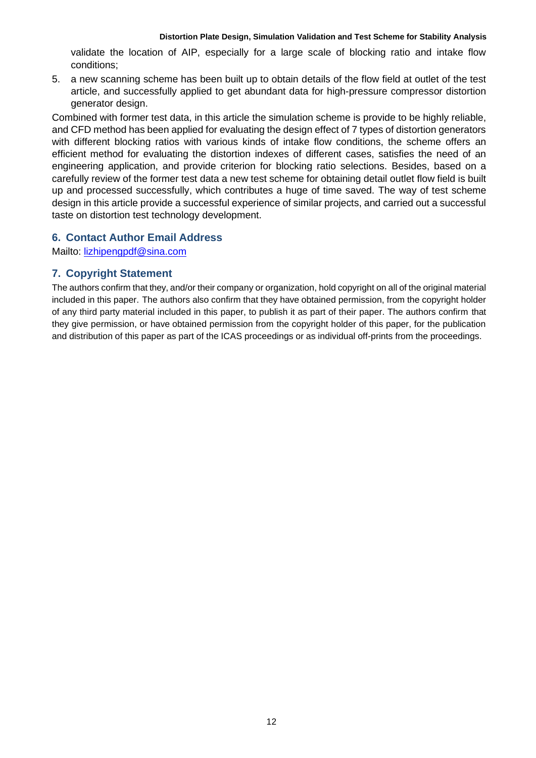validate the location of AIP, especially for a large scale of blocking ratio and intake flow conditions;

5. a new scanning scheme has been built up to obtain details of the flow field at outlet of the test article, and successfully applied to get abundant data for high-pressure compressor distortion generator design.

Combined with former test data, in this article the simulation scheme is provide to be highly reliable, and CFD method has been applied for evaluating the design effect of 7 types of distortion generators with different blocking ratios with various kinds of intake flow conditions, the scheme offers an efficient method for evaluating the distortion indexes of different cases, satisfies the need of an engineering application, and provide criterion for blocking ratio selections. Besides, based on a carefully review of the former test data a new test scheme for obtaining detail outlet flow field is built up and processed successfully, which contributes a huge of time saved. The way of test scheme design in this article provide a successful experience of similar projects, and carried out a successful taste on distortion test technology development.

## 6. Contact Author Email Address

Mailto: lizhipengpdf@sina.com

## 7. Copyright Statement

The authors confirm that they, and/or their company or organization, hold copyright on all of the original material included in this paper. The authors also confirm that they have obtained permission, from the copyright holder of any third party material included in this paper, to publish it as part of their paper. The authors confirm that they give permission, or have obtained permission from the copyright holder of this paper, for the publication and distribution of this paper as part of the ICAS proceedings or as individual off-prints from the proceedings.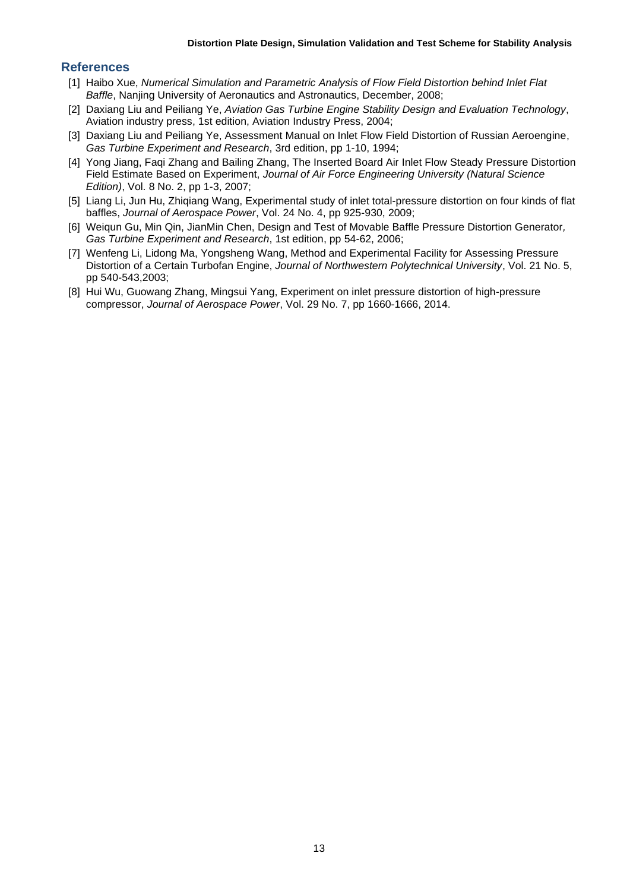## References

[1] Haibo Xue, *Numerical Simulation and Parametric Analysis of Flow Field Distortion behind Inlet Flat Baffle*, Nanjing University of Aeronautics and Astronautics, December, 2008;

[2] Daxiang Liu and Peiliang Ye, *Aviation Gas Turbine Engine Stability Design and Evaluation Technology*, Aviation industry press, 1st edition, Aviation Industry Press, 2004;

[3] Daxiang Liu and Peiliang Ye, Assessment Manual on Inlet Flow Field Distortion of Russian Aeroengine, *Gas Turbine Experiment and Research*, 3rd edition, pp 1-10, 1994;

[4] Yong Jiang, Faqi Zhang and Bailing Zhang, The Inserted Board Air Inlet Flow Steady Pressure Distortion Field Estimate Based on Experiment, *Journal of Air Force Engineering University (Natural Science Edition)*, Vol. 8 No. 2, pp 1-3, 2007;

[5] Liang Li, Jun Hu, Zhiqiang Wang, Experimental study of inlet total-pressure distortion on four kinds of flat baffles, *Journal of Aerospace Power*, Vol. 24 No. 4, pp 925-930, 2009;

[6] Weiqun Gu, Min Qin, JianMin Chen, Design and Test of Movable Baffle Pressure Distortion Generator, *Gas Turbine Experiment and Research*, 1st edition, pp 54-62, 2006;

[7] Wenfeng Li, Lidong Ma, Yongsheng Wang, Method and Experimental Facility for Assessing Pressure Distortion of a Certain Turbofan Engine, *Journal of Northwestern Polytechnical University*, Vol. 21 No. 5, pp 540-543,2003;

[8] Hui Wu, Guowang Zhang, Mingsui Yang, Experiment on inlet pressure distortion of high-pressure compressor, *Journal of Aerospace Power*, Vol. 29 No. 7, pp 1660-1666, 2014.